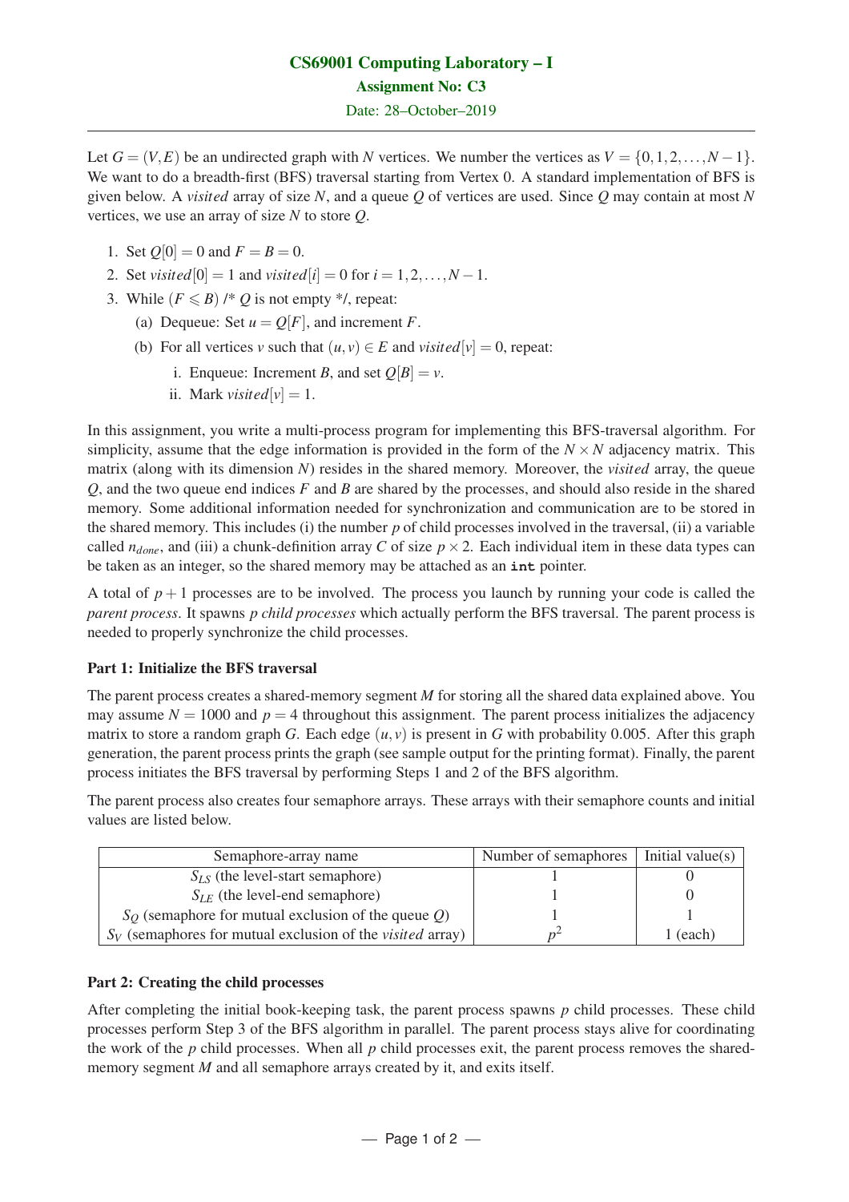# CS69001 Computing Laboratory – I

## Assignment No: C3

Date: 28–October–2019

---

Let $G = (V,E)$ be an undirected graph with $N$ vertices. We number the vertices as $V = \{0,1,2,\ldots,N-1\}$. We want to do a breadth-first (BFS) traversal starting from Vertex 0. A standard implementation of BFS is given below. A *visited* array of size $N$, and a queue $Q$ of vertices are used. Since $Q$ may contain at most $N$ vertices, we use an array of size $N$ to store $Q$.

1. Set $Q[0] = 0$ and $F = B = 0$.
2. Set $visited[0] = 1$ and $visited[i] = 0$ for $i = 1,2,\ldots,N-1$.
3. While $(F \leqslant B)$ /* $Q$ is not empty */, repeat:
   (a) Dequeue: Set $u = Q[F]$, and increment $F$.
   (b) For all vertices $v$ such that $(u,v) \in E$ and $visited[v] = 0$, repeat:
      i. Enqueue: Increment $B$, and set $Q[B] = v$.
      ii. Mark $visited[v] = 1$.

In this assignment, you write a multi-process program for implementing this BFS-traversal algorithm. For simplicity, assume that the edge information is provided in the form of the $N \times N$ adjacency matrix. This matrix (along with its dimension $N$) resides in the shared memory. Moreover, the *visited* array, the queue $Q$, and the two queue end indices $F$ and $B$ are shared by the processes, and should also reside in the shared memory. Some additional information needed for synchronization and communication are to be stored in the shared memory. This includes (i) the number $p$ of child processes involved in the traversal, (ii) a variable called $n_{done}$, and (iii) a chunk-definition array $C$ of size $p \times 2$. Each individual item in these data types can be taken as an integer, so the shared memory may be attached as an **int** pointer.

A total of $p+1$ processes are to be involved. The process you launch by running your code is called the *parent process*. It spawns $p$ *child processes* which actually perform the BFS traversal. The parent process is needed to properly synchronize the child processes.

### Part 1: Initialize the BFS traversal

The parent process creates a shared-memory segment $M$ for storing all the shared data explained above. You may assume $N = 1000$ and $p = 4$ throughout this assignment. The parent process initializes the adjacency matrix to store a random graph $G$. Each edge $(u,v)$ is present in $G$ with probability 0.005. After this graph generation, the parent process prints the graph (see sample output for the printing format). Finally, the parent process initiates the BFS traversal by performing Steps 1 and 2 of the BFS algorithm.

The parent process also creates four semaphore arrays. These arrays with their semaphore counts and initial values are listed below.

| Semaphore-array name | Number of semaphores | Initial value(s) |
|---|---|---|
| $S_{LS}$ (the level-start semaphore) | 1 | 0 |
| $S_{LE}$ (the level-end semaphore) | 1 | 0 |
| $S_Q$ (semaphore for mutual exclusion of the queue $Q$) | 1 | 1 |
| $S_V$ (semaphores for mutual exclusion of the *visited* array) | $p^2$ | 1 (each) |

### Part 2: Creating the child processes

After completing the initial book-keeping task, the parent process spawns $p$ child processes. These child processes perform Step 3 of the BFS algorithm in parallel. The parent process stays alive for coordinating the work of the $p$ child processes. When all $p$ child processes exit, the parent process removes the shared-memory segment $M$ and all semaphore arrays created by it, and exits itself.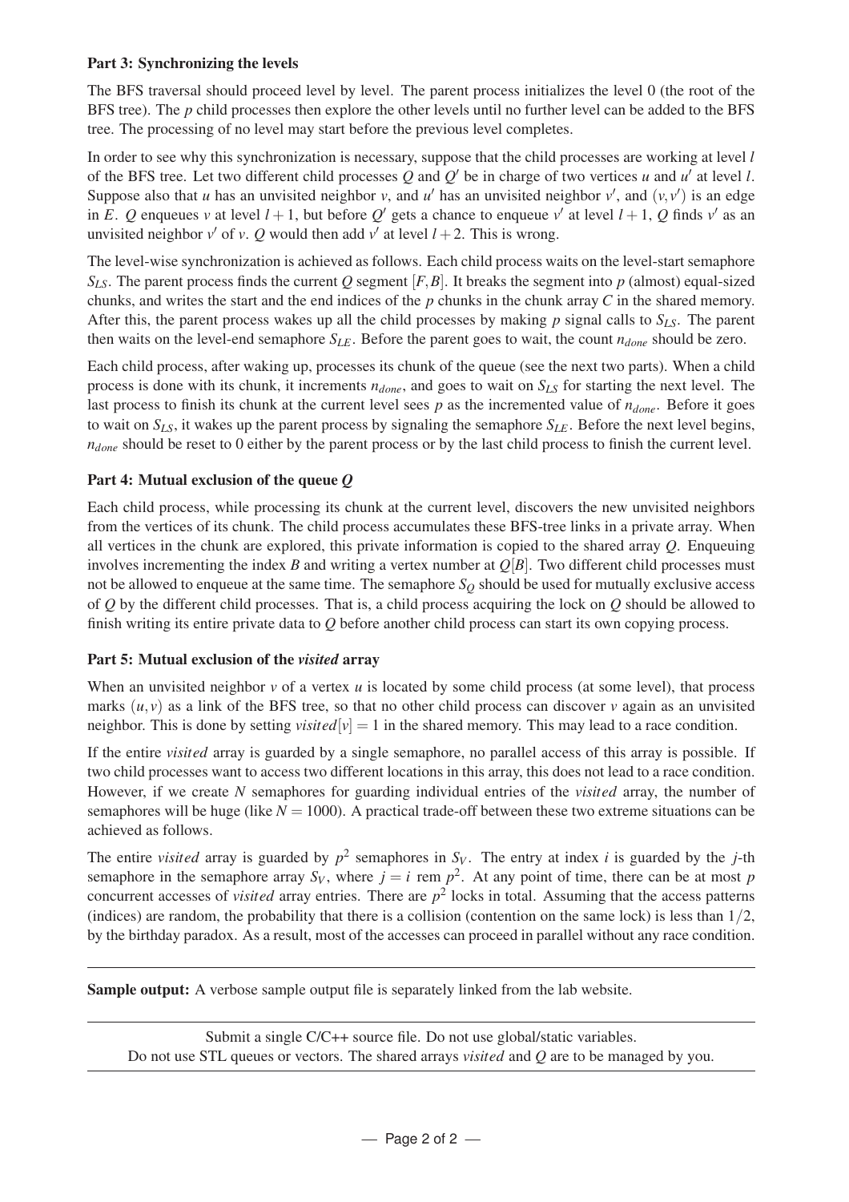**Part 3: Synchronizing the levels**

The BFS traversal should proceed level by level. The parent process initializes the level 0 (the root of the BFS tree). The $p$ child processes then explore the other levels until no further level can be added to the BFS tree. The processing of no level may start before the previous level completes.

In order to see why this synchronization is necessary, suppose that the child processes are working at level $l$ of the BFS tree. Let two different child processes $Q$ and $Q'$ be in charge of two vertices $u$ and $u'$ at level $l$. Suppose also that $u$ has an unvisited neighbor $v$, and $u'$ has an unvisited neighbor $v'$, and $(v, v')$ is an edge in $E$. $Q$ enqueues $v$ at level $l+1$, but before $Q'$ gets a chance to enqueue $v'$ at level $l+1$, $Q$ finds $v'$ as an unvisited neighbor $v'$ of $v$. $Q$ would then add $v'$ at level $l+2$. This is wrong.

The level-wise synchronization is achieved as follows. Each child process waits on the level-start semaphore $S_{LS}$. The parent process finds the current $Q$ segment $[F, B]$. It breaks the segment into $p$ (almost) equal-sized chunks, and writes the start and the end indices of the $p$ chunks in the chunk array $C$ in the shared memory. After this, the parent process wakes up all the child processes by making $p$ signal calls to $S_{LS}$. The parent then waits on the level-end semaphore $S_{LE}$. Before the parent goes to wait, the count $n_{done}$ should be zero.

Each child process, after waking up, processes its chunk of the queue (see the next two parts). When a child process is done with its chunk, it increments $n_{done}$, and goes to wait on $S_{LS}$ for starting the next level. The last process to finish its chunk at the current level sees $p$ as the incremented value of $n_{done}$. Before it goes to wait on $S_{LS}$, it wakes up the parent process by signaling the semaphore $S_{LE}$. Before the next level begins, $n_{done}$ should be reset to 0 either by the parent process or by the last child process to finish the current level.

**Part 4: Mutual exclusion of the queue $Q$**

Each child process, while processing its chunk at the current level, discovers the new unvisited neighbors from the vertices of its chunk. The child process accumulates these BFS-tree links in a private array. When all vertices in the chunk are explored, this private information is copied to the shared array $Q$. Enqueuing involves incrementing the index $B$ and writing a vertex number at $Q[B]$. Two different child processes must not be allowed to enqueue at the same time. The semaphore $S_Q$ should be used for mutually exclusive access of $Q$ by the different child processes. That is, a child process acquiring the lock on $Q$ should be allowed to finish writing its entire private data to $Q$ before another child process can start its own copying process.

**Part 5: Mutual exclusion of the *visited* array**

When an unvisited neighbor $v$ of a vertex $u$ is located by some child process (at some level), that process marks $(u, v)$ as a link of the BFS tree, so that no other child process can discover $v$ again as an unvisited neighbor. This is done by setting $visited[v] = 1$ in the shared memory. This may lead to a race condition.

If the entire *visited* array is guarded by a single semaphore, no parallel access of this array is possible. If two child processes want to access two different locations in this array, this does not lead to a race condition. However, if we create $N$ semaphores for guarding individual entries of the *visited* array, the number of semaphores will be huge (like $N = 1000$). A practical trade-off between these two extreme situations can be achieved as follows.

The entire *visited* array is guarded by $p^2$ semaphores in $S_V$. The entry at index $i$ is guarded by the $j$-th semaphore in the semaphore array $S_V$, where $j = i \text{ rem } p^2$. At any point of time, there can be at most $p$ concurrent accesses of *visited* array entries. There are $p^2$ locks in total. Assuming that the access patterns (indices) are random, the probability that there is a collision (contention on the same lock) is less than $1/2$, by the birthday paradox. As a result, most of the accesses can proceed in parallel without any race condition.

---

**Sample output:** A verbose sample output file is separately linked from the lab website.

---

Submit a single C/C++ source file. Do not use global/static variables.
Do not use STL queues or vectors. The shared arrays *visited* and $Q$ are to be managed by you.